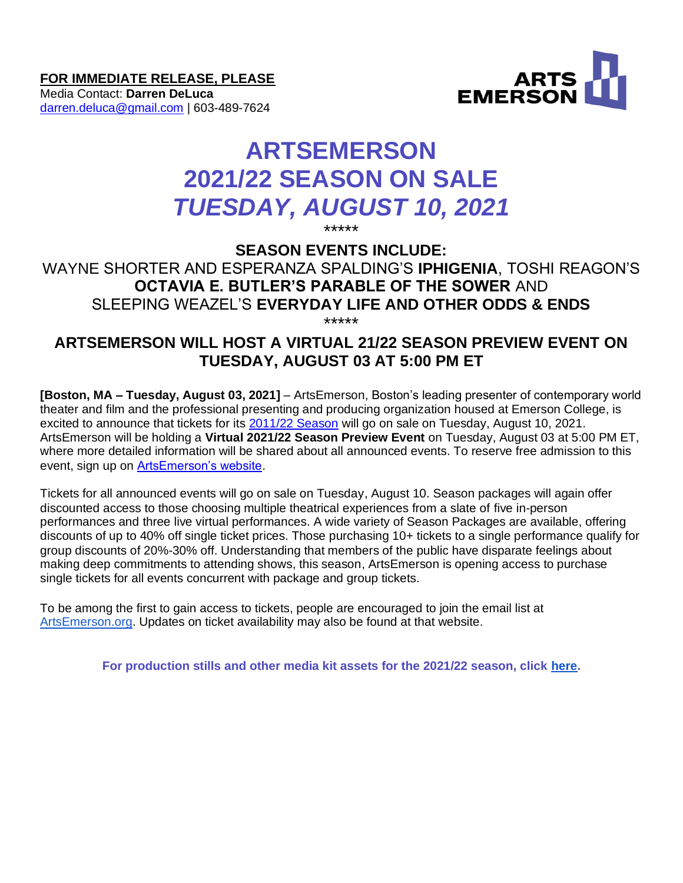**FOR IMMEDIATE RELEASE, PLEASE**
Media Contact: **Darren DeLuca**
[darren.deluca@gmail.com](mailto:darren.deluca@gmail.com) | 603-489-7624

ARTS EMERSON

# ARTSEMERSON
# 2021/22 SEASON ON SALE
# *TUESDAY, AUGUST 10, 2021*

*****

### SEASON EVENTS INCLUDE:

WAYNE SHORTER AND ESPERANZA SPALDING'S **IPHIGENIA**, TOSHI REAGON'S **OCTAVIA E. BUTLER'S PARABLE OF THE SOWER** AND SLEEPING WEAZEL'S **EVERYDAY LIFE AND OTHER ODDS & ENDS**

*****

### ARTSEMERSON WILL HOST A VIRTUAL 21/22 SEASON PREVIEW EVENT ON TUESDAY, AUGUST 03 AT 5:00 PM ET

**[Boston, MA – Tuesday, August 03, 2021]** – ArtsEmerson, Boston's leading presenter of contemporary world theater and film and the professional presenting and producing organization housed at Emerson College, is excited to announce that tickets for its 2011/22 Season will go on sale on Tuesday, August 10, 2021. ArtsEmerson will be holding a **Virtual 2021/22 Season Preview Event** on Tuesday, August 03 at 5:00 PM ET, where more detailed information will be shared about all announced events. To reserve free admission to this event, sign up on ArtsEmerson's website.

Tickets for all announced events will go on sale on Tuesday, August 10. Season packages will again offer discounted access to those choosing multiple theatrical experiences from a slate of five in-person performances and three live virtual performances. A wide variety of Season Packages are available, offering discounts of up to 40% off single ticket prices. Those purchasing 10+ tickets to a single performance qualify for group discounts of 20%-30% off. Understanding that members of the public have disparate feelings about making deep commitments to attending shows, this season, ArtsEmerson is opening access to purchase single tickets for all events concurrent with package and group tickets.

To be among the first to gain access to tickets, people are encouraged to join the email list at ArtsEmerson.org. Updates on ticket availability may also be found at that website.

**For production stills and other media kit assets for the 2021/22 season, click here.**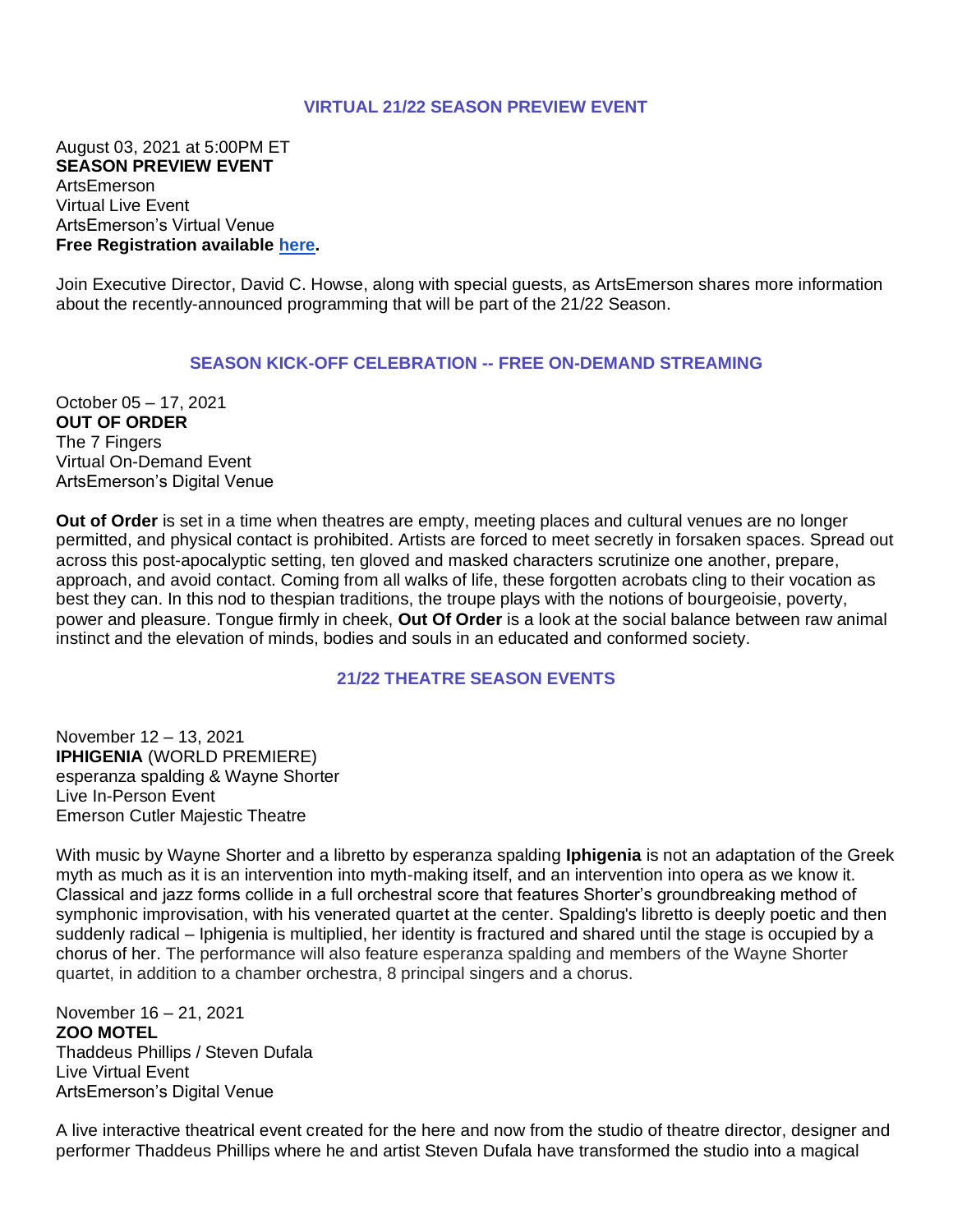## VIRTUAL 21/22 SEASON PREVIEW EVENT

August 03, 2021 at 5:00PM ET
**SEASON PREVIEW EVENT**
ArtsEmerson
Virtual Live Event
ArtsEmerson's Virtual Venue
**Free Registration available here.**

Join Executive Director, David C. Howse, along with special guests, as ArtsEmerson shares more information about the recently-announced programming that will be part of the 21/22 Season.

## SEASON KICK-OFF CELEBRATION -- FREE ON-DEMAND STREAMING

October 05 – 17, 2021
**OUT OF ORDER**
The 7 Fingers
Virtual On-Demand Event
ArtsEmerson's Digital Venue

**Out of Order** is set in a time when theatres are empty, meeting places and cultural venues are no longer permitted, and physical contact is prohibited. Artists are forced to meet secretly in forsaken spaces. Spread out across this post-apocalyptic setting, ten gloved and masked characters scrutinize one another, prepare, approach, and avoid contact. Coming from all walks of life, these forgotten acrobats cling to their vocation as best they can. In this nod to thespian traditions, the troupe plays with the notions of bourgeoisie, poverty, power and pleasure. Tongue firmly in cheek, **Out Of Order** is a look at the social balance between raw animal instinct and the elevation of minds, bodies and souls in an educated and conformed society.

## 21/22 THEATRE SEASON EVENTS

November 12 – 13, 2021
**IPHIGENIA** (WORLD PREMIERE)
esperanza spalding & Wayne Shorter
Live In-Person Event
Emerson Cutler Majestic Theatre

With music by Wayne Shorter and a libretto by esperanza spalding **Iphigenia** is not an adaptation of the Greek myth as much as it is an intervention into myth-making itself, and an intervention into opera as we know it. Classical and jazz forms collide in a full orchestral score that features Shorter's groundbreaking method of symphonic improvisation, with his venerated quartet at the center. Spalding's libretto is deeply poetic and then suddenly radical – Iphigenia is multiplied, her identity is fractured and shared until the stage is occupied by a chorus of her. The performance will also feature esperanza spalding and members of the Wayne Shorter quartet, in addition to a chamber orchestra, 8 principal singers and a chorus.

November 16 – 21, 2021
**ZOO MOTEL**
Thaddeus Phillips / Steven Dufala
Live Virtual Event
ArtsEmerson's Digital Venue

A live interactive theatrical event created for the here and now from the studio of theatre director, designer and performer Thaddeus Phillips where he and artist Steven Dufala have transformed the studio into a magical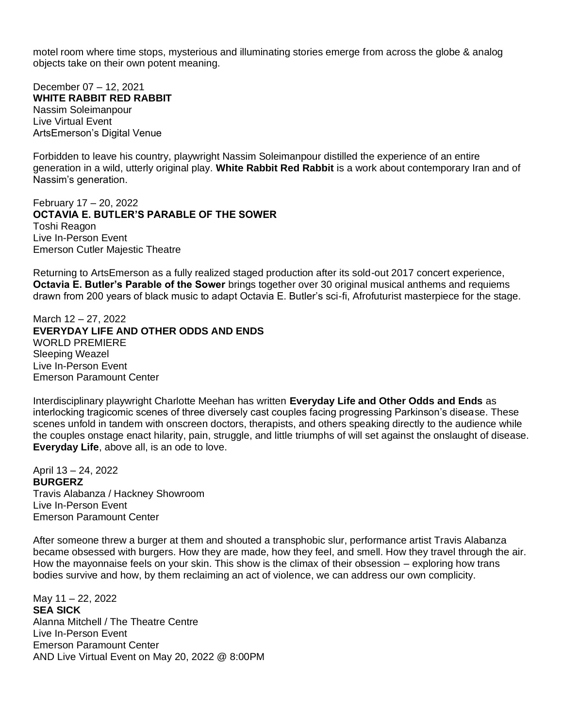motel room where time stops, mysterious and illuminating stories emerge from across the globe & analog objects take on their own potent meaning.

December 07 – 12, 2021
**WHITE RABBIT RED RABBIT**
Nassim Soleimanpour
Live Virtual Event
ArtsEmerson's Digital Venue

Forbidden to leave his country, playwright Nassim Soleimanpour distilled the experience of an entire generation in a wild, utterly original play. **White Rabbit Red Rabbit** is a work about contemporary Iran and of Nassim's generation.

February 17 – 20, 2022
**OCTAVIA E. BUTLER'S PARABLE OF THE SOWER**
Toshi Reagon
Live In-Person Event
Emerson Cutler Majestic Theatre

Returning to ArtsEmerson as a fully realized staged production after its sold-out 2017 concert experience, **Octavia E. Butler's Parable of the Sower** brings together over 30 original musical anthems and requiems drawn from 200 years of black music to adapt Octavia E. Butler's sci-fi, Afrofuturist masterpiece for the stage.

March 12 – 27, 2022
**EVERYDAY LIFE AND OTHER ODDS AND ENDS**
WORLD PREMIERE
Sleeping Weazel
Live In-Person Event
Emerson Paramount Center

Interdisciplinary playwright Charlotte Meehan has written **Everyday Life and Other Odds and Ends** as interlocking tragicomic scenes of three diversely cast couples facing progressing Parkinson's disease. These scenes unfold in tandem with onscreen doctors, therapists, and others speaking directly to the audience while the couples onstage enact hilarity, pain, struggle, and little triumphs of will set against the onslaught of disease. **Everyday Life**, above all, is an ode to love.

April 13 – 24, 2022
**BURGERZ**
Travis Alabanza / Hackney Showroom
Live In-Person Event
Emerson Paramount Center

After someone threw a burger at them and shouted a transphobic slur, performance artist Travis Alabanza became obsessed with burgers. How they are made, how they feel, and smell. How they travel through the air. How the mayonnaise feels on your skin. This show is the climax of their obsession – exploring how trans bodies survive and how, by them reclaiming an act of violence, we can address our own complicity.

May 11 – 22, 2022
**SEA SICK**
Alanna Mitchell / The Theatre Centre
Live In-Person Event
Emerson Paramount Center
AND Live Virtual Event on May 20, 2022 @ 8:00PM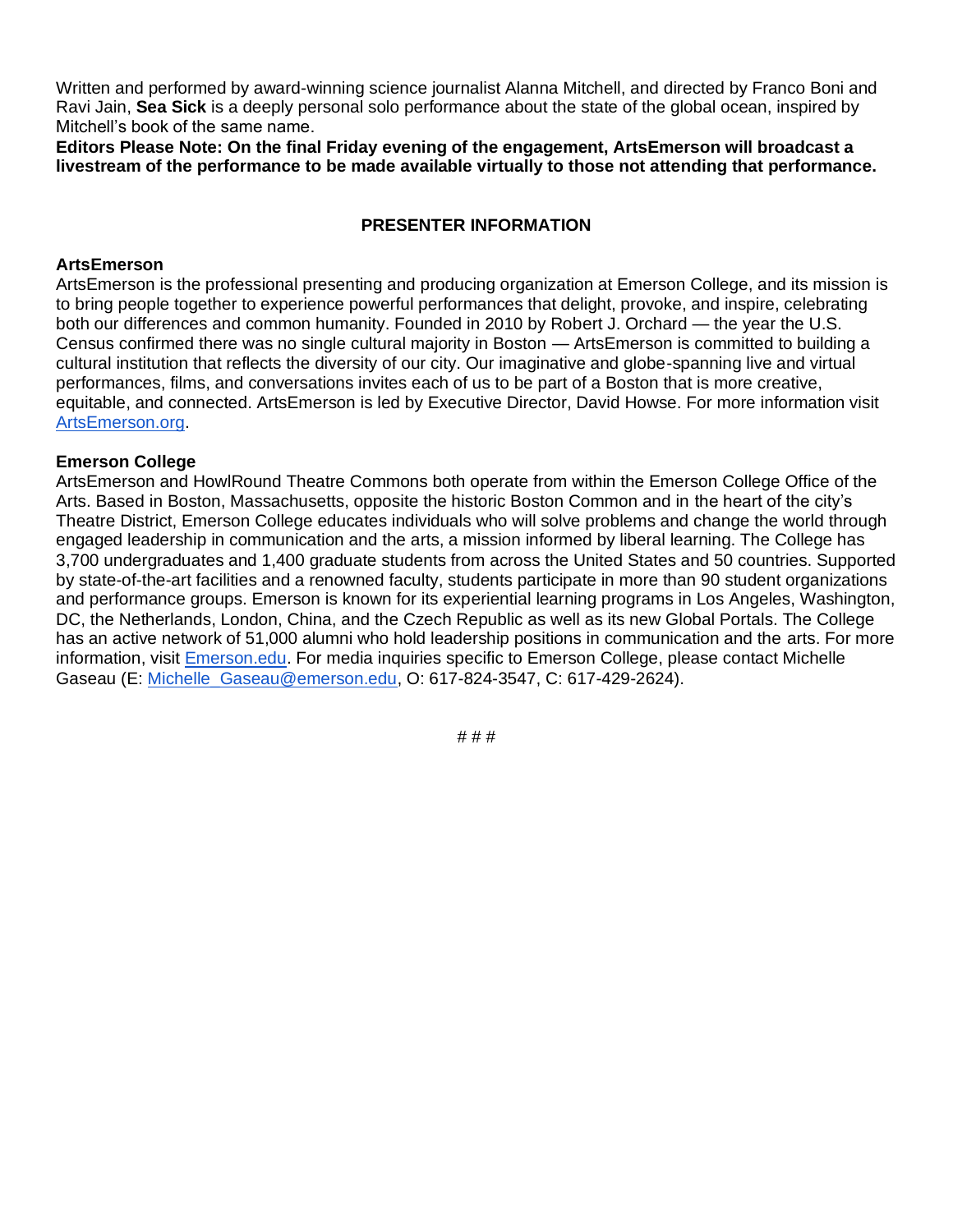Written and performed by award-winning science journalist Alanna Mitchell, and directed by Franco Boni and Ravi Jain, **Sea Sick** is a deeply personal solo performance about the state of the global ocean, inspired by Mitchell's book of the same name.

**Editors Please Note: On the final Friday evening of the engagement, ArtsEmerson will broadcast a livestream of the performance to be made available virtually to those not attending that performance.**

## PRESENTER INFORMATION

**ArtsEmerson**

ArtsEmerson is the professional presenting and producing organization at Emerson College, and its mission is to bring people together to experience powerful performances that delight, provoke, and inspire, celebrating both our differences and common humanity. Founded in 2010 by Robert J. Orchard — the year the U.S. Census confirmed there was no single cultural majority in Boston — ArtsEmerson is committed to building a cultural institution that reflects the diversity of our city. Our imaginative and globe-spanning live and virtual performances, films, and conversations invites each of us to be part of a Boston that is more creative, equitable, and connected. ArtsEmerson is led by Executive Director, David Howse. For more information visit [ArtsEmerson.org](ArtsEmerson.org).

**Emerson College**

ArtsEmerson and HowlRound Theatre Commons both operate from within the Emerson College Office of the Arts. Based in Boston, Massachusetts, opposite the historic Boston Common and in the heart of the city's Theatre District, Emerson College educates individuals who will solve problems and change the world through engaged leadership in communication and the arts, a mission informed by liberal learning. The College has 3,700 undergraduates and 1,400 graduate students from across the United States and 50 countries. Supported by state-of-the-art facilities and a renowned faculty, students participate in more than 90 student organizations and performance groups. Emerson is known for its experiential learning programs in Los Angeles, Washington, DC, the Netherlands, London, China, and the Czech Republic as well as its new Global Portals. The College has an active network of 51,000 alumni who hold leadership positions in communication and the arts. For more information, visit [Emerson.edu](Emerson.edu). For media inquiries specific to Emerson College, please contact Michelle Gaseau (E: [Michelle_Gaseau@emerson.edu](mailto:Michelle_Gaseau@emerson.edu), O: 617-824-3547, C: 617-429-2624).

# # #